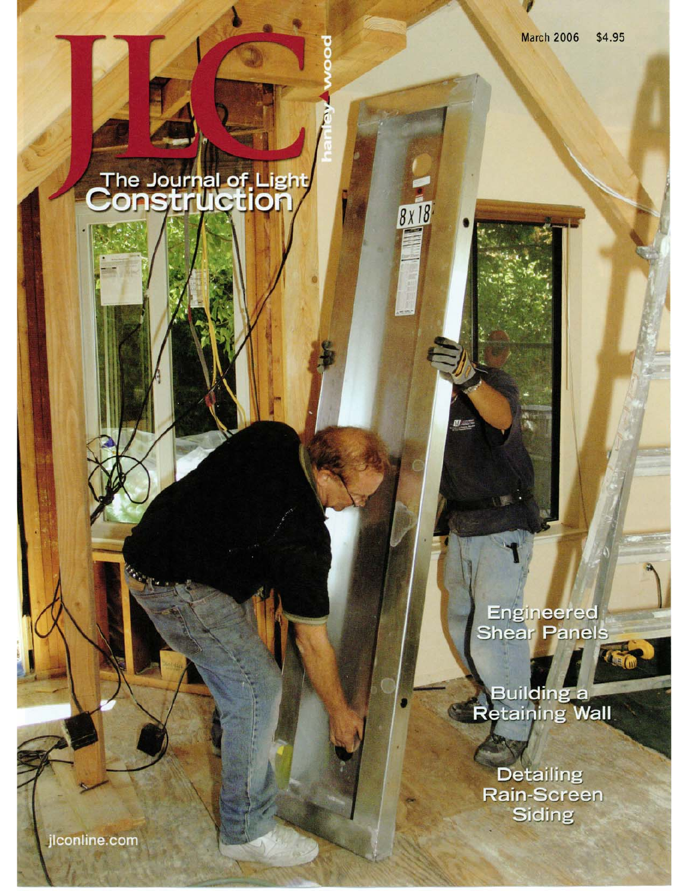# JLC

## The Journal of Light Construction

hanley wood

March 2006 $4.95

Engineered Shear Panels

Building a Retaining Wall

Detailing Rain-Screen Siding

jlconline.com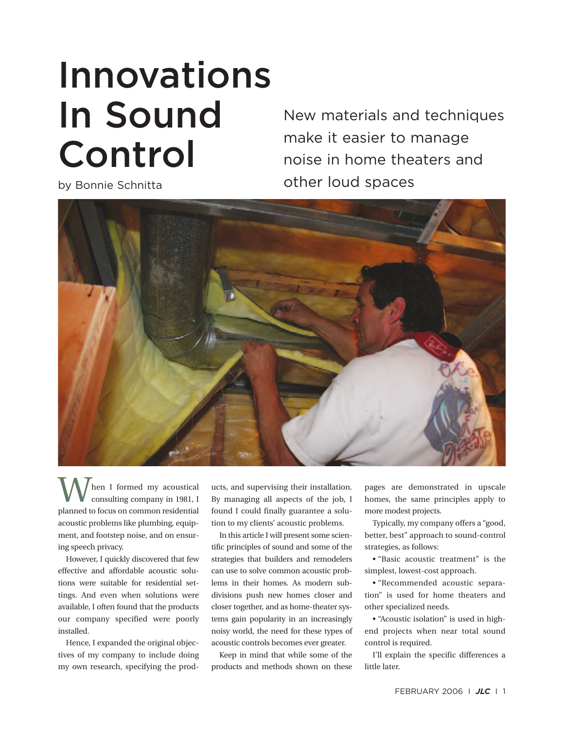# Innovations In Sound Control

by Bonnie Schnitta

New materials and techniques make it easier to manage noise in home theaters and other loud spaces

When I formed my acoustical consulting company in 1981, I planned to focus on common residential acoustic problems like plumbing, equipment, and footstep noise, and on ensuring speech privacy.

However, I quickly discovered that few effective and affordable acoustic solutions were suitable for residential settings. And even when solutions were available, I often found that the products our company specified were poorly installed.

Hence, I expanded the original objectives of my company to include doing my own research, specifying the products, and supervising their installation. By managing all aspects of the job, I found I could finally guarantee a solution to my clients' acoustic problems.

In this article I will present some scientific principles of sound and some of the strategies that builders and remodelers can use to solve common acoustic problems in their homes. As modern subdivisions push new homes closer and closer together, and as home-theater systems gain popularity in an increasingly noisy world, the need for these types of acoustic controls becomes ever greater.

Keep in mind that while some of the products and methods shown on these pages are demonstrated in upscale homes, the same principles apply to more modest projects.

Typically, my company offers a "good, better, best" approach to sound-control strategies, as follows:

- "Basic acoustic treatment" is the simplest, lowest-cost approach.
- "Recommended acoustic separation" is used for home theaters and other specialized needs.
- "Acoustic isolation" is used in high-end projects when near total sound control is required.

I'll explain the specific differences a little later.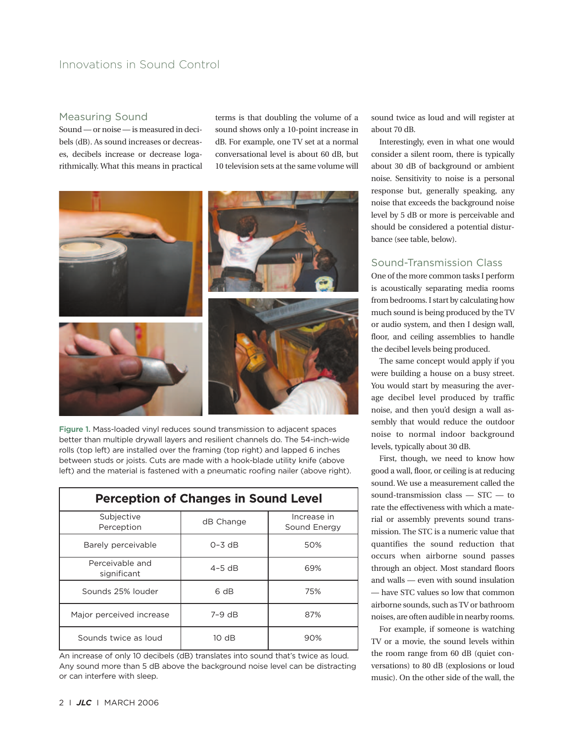## Measuring Sound

Sound — or noise — is measured in decibels (dB). As sound increases or decreases, decibels increase or decrease logarithmically. What this means in practical terms is that doubling the volume of a sound shows only a 10-point increase in dB. For example, one TV set at a normal conversational level is about 60 dB, but 10 television sets at the same volume will sound twice as loud and will register at about 70 dB.

Interestingly, even in what one would consider a silent room, there is typically about 30 dB of background or ambient noise. Sensitivity to noise is a personal response but, generally speaking, any noise that exceeds the background noise level by 5 dB or more is perceivable and should be considered a potential disturbance (see table, below).

**Figure 1.** Mass-loaded vinyl reduces sound transmission to adjacent spaces better than multiple drywall layers and resilient channels do. The 54-inch-wide rolls (top left) are installed over the framing (top right) and lapped 6 inches between studs or joists. Cuts are made with a hook-blade utility knife (above left) and the material is fastened with a pneumatic roofing nailer (above right).

**Perception of Changes in Sound Level**

| Subjective Perception | dB Change | Increase in Sound Energy |
|---|---|---|
| Barely perceivable | 0–3 dB | 50% |
| Perceivable and significant | 4–5 dB | 69% |
| Sounds 25% louder | 6 dB | 75% |
| Major perceived increase | 7–9 dB | 87% |
| Sounds twice as loud | 10 dB | 90% |

An increase of only 10 decibels (dB) translates into sound that's twice as loud. Any sound more than 5 dB above the background noise level can be distracting or can interfere with sleep.

## Sound-Transmission Class

One of the more common tasks I perform is acoustically separating media rooms from bedrooms. I start by calculating how much sound is being produced by the TV or audio system, and then I design wall, floor, and ceiling assemblies to handle the decibel levels being produced.

The same concept would apply if you were building a house on a busy street. You would start by measuring the average decibel level produced by traffic noise, and then you'd design a wall assembly that would reduce the outdoor noise to normal indoor background levels, typically about 30 dB.

First, though, we need to know how good a wall, floor, or ceiling is at reducing sound. We use a measurement called the sound-transmission class — STC — to rate the effectiveness with which a material or assembly prevents sound transmission. The STC is a numeric value that quantifies the sound reduction that occurs when airborne sound passes through an object. Most standard floors and walls — even with sound insulation — have STC values so low that common airborne sounds, such as TV or bathroom noises, are often audible in nearby rooms.

For example, if someone is watching TV or a movie, the sound levels within the room range from 60 dB (quiet conversations) to 80 dB (explosions or loud music). On the other side of the wall, the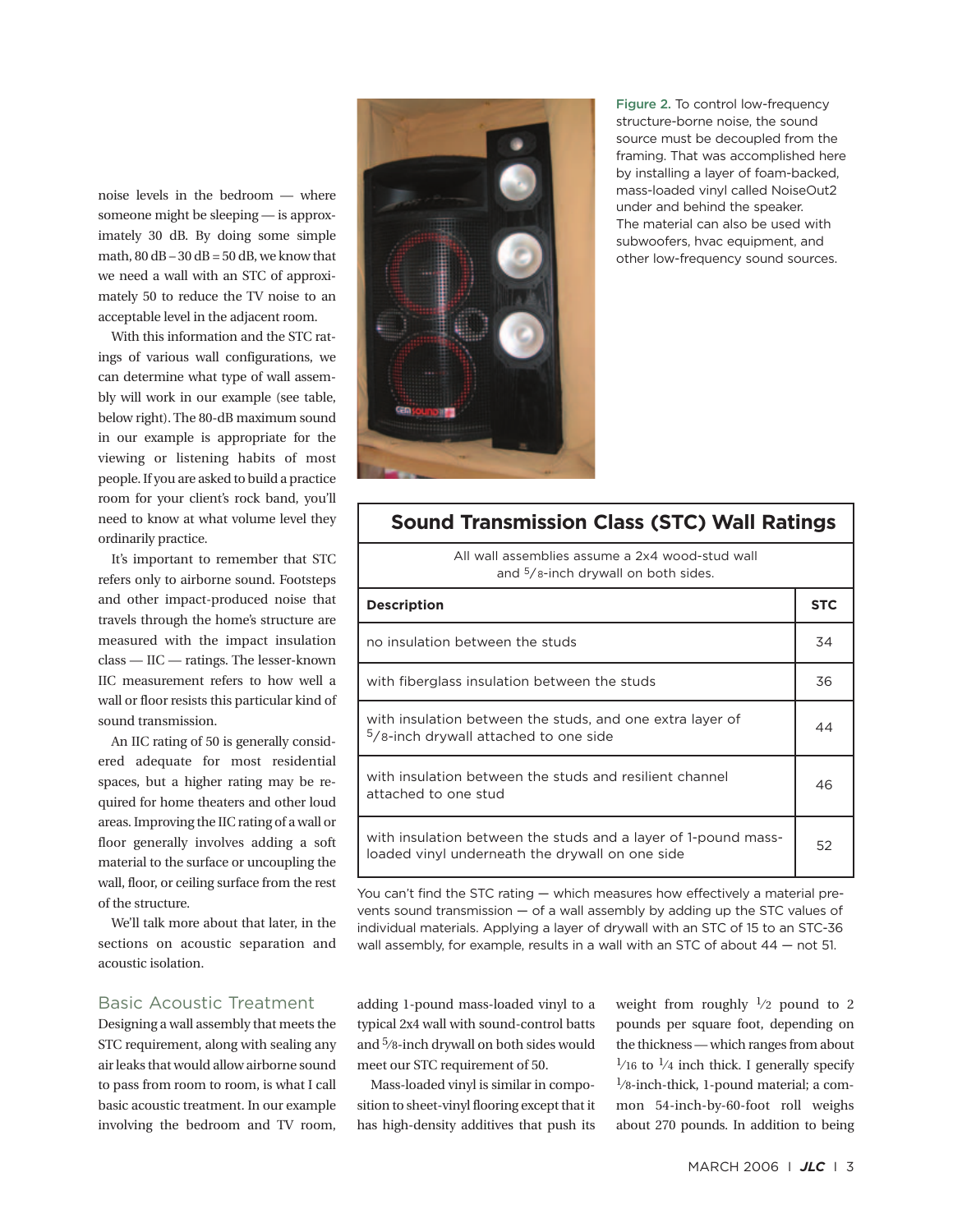noise levels in the bedroom — where someone might be sleeping — is approximately 30 dB. By doing some simple math, 80 dB – 30 dB = 50 dB, we know that we need a wall with an STC of approximately 50 to reduce the TV noise to an acceptable level in the adjacent room.

With this information and the STC ratings of various wall configurations, we can determine what type of wall assembly will work in our example (see table, below right). The 80-dB maximum sound in our example is appropriate for the viewing or listening habits of most people. If you are asked to build a practice room for your client's rock band, you'll need to know at what volume level they ordinarily practice.

It's important to remember that STC refers only to airborne sound. Footsteps and other impact-produced noise that travels through the home's structure are measured with the impact insulation class — IIC — ratings. The lesser-known IIC measurement refers to how well a wall or floor resists this particular kind of sound transmission.

An IIC rating of 50 is generally considered adequate for most residential spaces, but a higher rating may be required for home theaters and other loud areas. Improving the IIC rating of a wall or floor generally involves adding a soft material to the surface or uncoupling the wall, floor, or ceiling surface from the rest of the structure.

We'll talk more about that later, in the sections on acoustic separation and acoustic isolation.

**Figure 2.** To control low-frequency structure-borne noise, the sound source must be decoupled from the framing. That was accomplished here by installing a layer of foam-backed, mass-loaded vinyl called NoiseOut2 under and behind the speaker. The material can also be used with subwoofers, hvac equipment, and other low-frequency sound sources.

## Sound Transmission Class (STC) Wall Ratings

All wall assemblies assume a 2x4 wood-stud wall and 5/8-inch drywall on both sides.

| Description | STC |
|---|---|
| no insulation between the studs | 34 |
| with fiberglass insulation between the studs | 36 |
| with insulation between the studs, and one extra layer of 5/8-inch drywall attached to one side | 44 |
| with insulation between the studs and resilient channel attached to one stud | 46 |
| with insulation between the studs and a layer of 1-pound mass-loaded vinyl underneath the drywall on one side | 52 |

You can't find the STC rating — which measures how effectively a material prevents sound transmission — of a wall assembly by adding up the STC values of individual materials. Applying a layer of drywall with an STC of 15 to an STC-36 wall assembly, for example, results in a wall with an STC of about 44 — not 51.

### Basic Acoustic Treatment

Designing a wall assembly that meets the STC requirement, along with sealing any air leaks that would allow airborne sound to pass from room to room, is what I call basic acoustic treatment. In our example involving the bedroom and TV room, adding 1-pound mass-loaded vinyl to a typical 2x4 wall with sound-control batts and 5/8-inch drywall on both sides would meet our STC requirement of 50.

Mass-loaded vinyl is similar in composition to sheet-vinyl flooring except that it has high-density additives that push its weight from roughly 1/2 pound to 2 pounds per square foot, depending on the thickness — which ranges from about 1/16 to 1/4 inch thick. I generally specify 1/8-inch-thick, 1-pound material; a common 54-inch-by-60-foot roll weighs about 270 pounds. In addition to being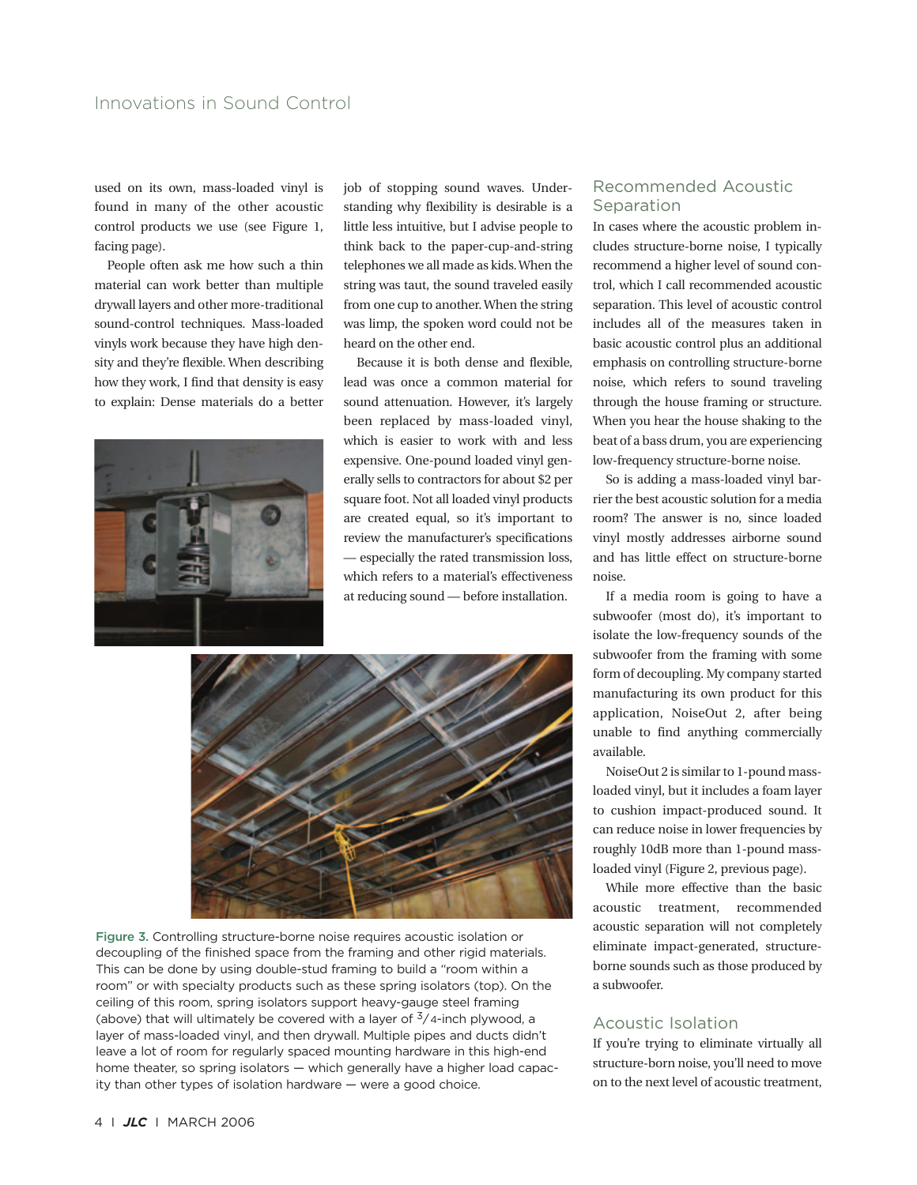used on its own, mass-loaded vinyl is found in many of the other acoustic control products we use (see Figure 1, facing page).

People often ask me how such a thin material can work better than multiple drywall layers and other more-traditional sound-control techniques. Mass-loaded vinyls work because they have high density and they're flexible. When describing how they work, I find that density is easy to explain: Dense materials do a better job of stopping sound waves. Understanding why flexibility is desirable is a little less intuitive, but I advise people to think back to the paper-cup-and-string telephones we all made as kids. When the string was taut, the sound traveled easily from one cup to another. When the string was limp, the spoken word could not be heard on the other end.

Because it is both dense and flexible, lead was once a common material for sound attenuation. However, it's largely been replaced by mass-loaded vinyl, which is easier to work with and less expensive. One-pound loaded vinyl generally sells to contractors for about $2 per square foot. Not all loaded vinyl products are created equal, so it's important to review the manufacturer's specifications — especially the rated transmission loss, which refers to a material's effectiveness at reducing sound — before installation.

Figure 3. Controlling structure-borne noise requires acoustic isolation or decoupling of the finished space from the framing and other rigid materials. This can be done by using double-stud framing to build a "room within a room" or with specialty products such as these spring isolators (top). On the ceiling of this room, spring isolators support heavy-gauge steel framing (above) that will ultimately be covered with a layer of 3/4-inch plywood, a layer of mass-loaded vinyl, and then drywall. Multiple pipes and ducts didn't leave a lot of room for regularly spaced mounting hardware in this high-end home theater, so spring isolators — which generally have a higher load capacity than other types of isolation hardware — were a good choice.

## Recommended Acoustic Separation

In cases where the acoustic problem includes structure-borne noise, I typically recommend a higher level of sound control, which I call recommended acoustic separation. This level of acoustic control includes all of the measures taken in basic acoustic control plus an additional emphasis on controlling structure-borne noise, which refers to sound traveling through the house framing or structure. When you hear the house shaking to the beat of a bass drum, you are experiencing low-frequency structure-borne noise.

So is adding a mass-loaded vinyl barrier the best acoustic solution for a media room? The answer is no, since loaded vinyl mostly addresses airborne sound and has little effect on structure-borne noise.

If a media room is going to have a subwoofer (most do), it's important to isolate the low-frequency sounds of the subwoofer from the framing with some form of decoupling. My company started manufacturing its own product for this application, NoiseOut 2, after being unable to find anything commercially available.

NoiseOut 2 is similar to 1-pound mass-loaded vinyl, but it includes a foam layer to cushion impact-produced sound. It can reduce noise in lower frequencies by roughly 10dB more than 1-pound mass-loaded vinyl (Figure 2, previous page).

While more effective than the basic acoustic treatment, recommended acoustic separation will not completely eliminate impact-generated, structure-borne sounds such as those produced by a subwoofer.

## Acoustic Isolation

If you're trying to eliminate virtually all structure-born noise, you'll need to move on to the next level of acoustic treatment,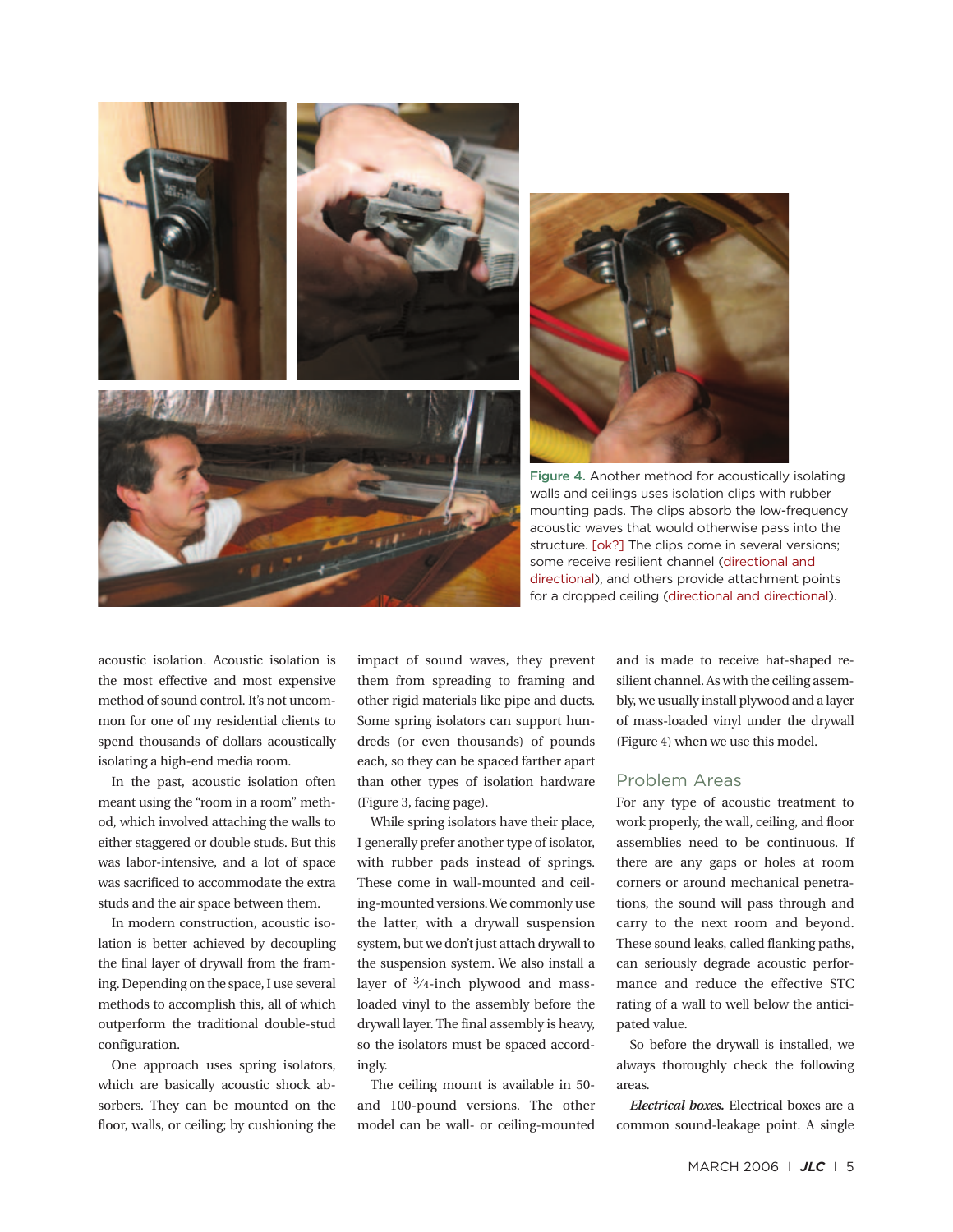Figure 4. Another method for acoustically isolating walls and ceilings uses isolation clips with rubber mounting pads. The clips absorb the low-frequency acoustic waves that would otherwise pass into the structure. [ok?] The clips come in several versions; some receive resilient channel (directional and directional), and others provide attachment points for a dropped ceiling (directional and directional).

acoustic isolation. Acoustic isolation is the most effective and most expensive method of sound control. It's not uncommon for one of my residential clients to spend thousands of dollars acoustically isolating a high-end media room.

In the past, acoustic isolation often meant using the "room in a room" method, which involved attaching the walls to either staggered or double studs. But this was labor-intensive, and a lot of space was sacrificed to accommodate the extra studs and the air space between them.

In modern construction, acoustic isolation is better achieved by decoupling the final layer of drywall from the framing. Depending on the space, I use several methods to accomplish this, all of which outperform the traditional double-stud configuration.

One approach uses spring isolators, which are basically acoustic shock absorbers. They can be mounted on the floor, walls, or ceiling; by cushioning the impact of sound waves, they prevent them from spreading to framing and other rigid materials like pipe and ducts. Some spring isolators can support hundreds (or even thousands) of pounds each, so they can be spaced farther apart than other types of isolation hardware (Figure 3, facing page).

While spring isolators have their place, I generally prefer another type of isolator, with rubber pads instead of springs. These come in wall-mounted and ceiling-mounted versions. We commonly use the latter, with a drywall suspension system, but we don't just attach drywall to the suspension system. We also install a layer of 3/4-inch plywood and mass-loaded vinyl to the assembly before the drywall layer. The final assembly is heavy, so the isolators must be spaced accordingly.

The ceiling mount is available in 50- and 100-pound versions. The other model can be wall- or ceiling-mounted and is made to receive hat-shaped resilient channel. As with the ceiling assembly, we usually install plywood and a layer of mass-loaded vinyl under the drywall (Figure 4) when we use this model.

## Problem Areas

For any type of acoustic treatment to work properly, the wall, ceiling, and floor assemblies need to be continuous. If there are any gaps or holes at room corners or around mechanical penetrations, the sound will pass through and carry to the next room and beyond. These sound leaks, called flanking paths, can seriously degrade acoustic performance and reduce the effective STC rating of a wall to well below the anticipated value.

So before the drywall is installed, we always thoroughly check the following areas.

***Electrical boxes.*** Electrical boxes are a common sound-leakage point. A single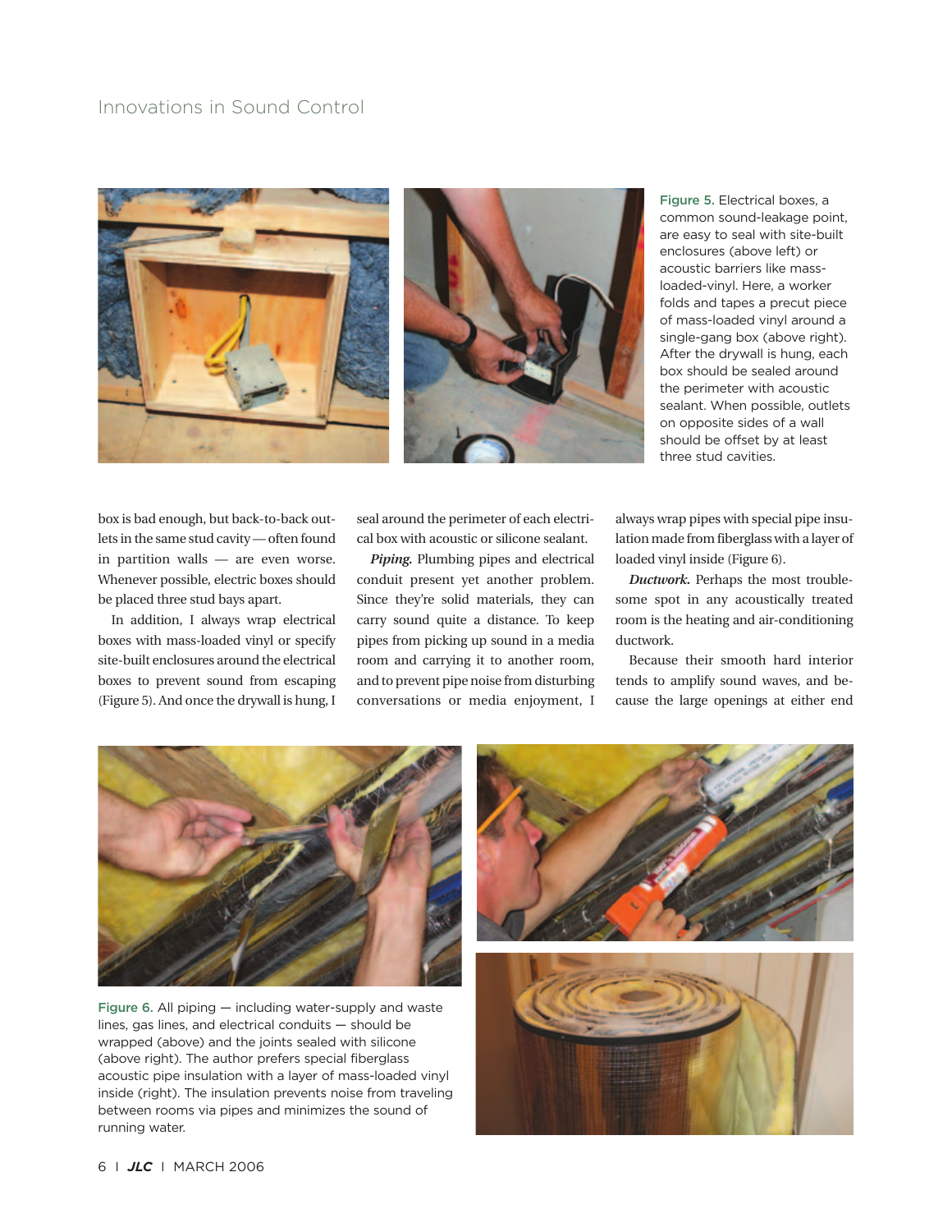Figure 5. Electrical boxes, a common sound-leakage point, are easy to seal with site-built enclosures (above left) or acoustic barriers like mass-loaded-vinyl. Here, a worker folds and tapes a precut piece of mass-loaded vinyl around a single-gang box (above right). After the drywall is hung, each box should be sealed around the perimeter with acoustic sealant. When possible, outlets on opposite sides of a wall should be offset by at least three stud cavities.

box is bad enough, but back-to-back outlets in the same stud cavity — often found in partition walls — are even worse. Whenever possible, electric boxes should be placed three stud bays apart.

In addition, I always wrap electrical boxes with mass-loaded vinyl or specify site-built enclosures around the electrical boxes to prevent sound from escaping (Figure 5). And once the drywall is hung, I seal around the perimeter of each electrical box with acoustic or silicone sealant.

***Piping.*** Plumbing pipes and electrical conduit present yet another problem. Since they're solid materials, they can carry sound quite a distance. To keep pipes from picking up sound in a media room and carrying it to another room, and to prevent pipe noise from disturbing conversations or media enjoyment, I always wrap pipes with special pipe insulation made from fiberglass with a layer of loaded vinyl inside (Figure 6).

***Ductwork.*** Perhaps the most troublesome spot in any acoustically treated room is the heating and air-conditioning ductwork.

Because their smooth hard interior tends to amplify sound waves, and because the large openings at either end

Figure 6. All piping — including water-supply and waste lines, gas lines, and electrical conduits — should be wrapped (above) and the joints sealed with silicone (above right). The author prefers special fiberglass acoustic pipe insulation with a layer of mass-loaded vinyl inside (right). The insulation prevents noise from traveling between rooms via pipes and minimizes the sound of running water.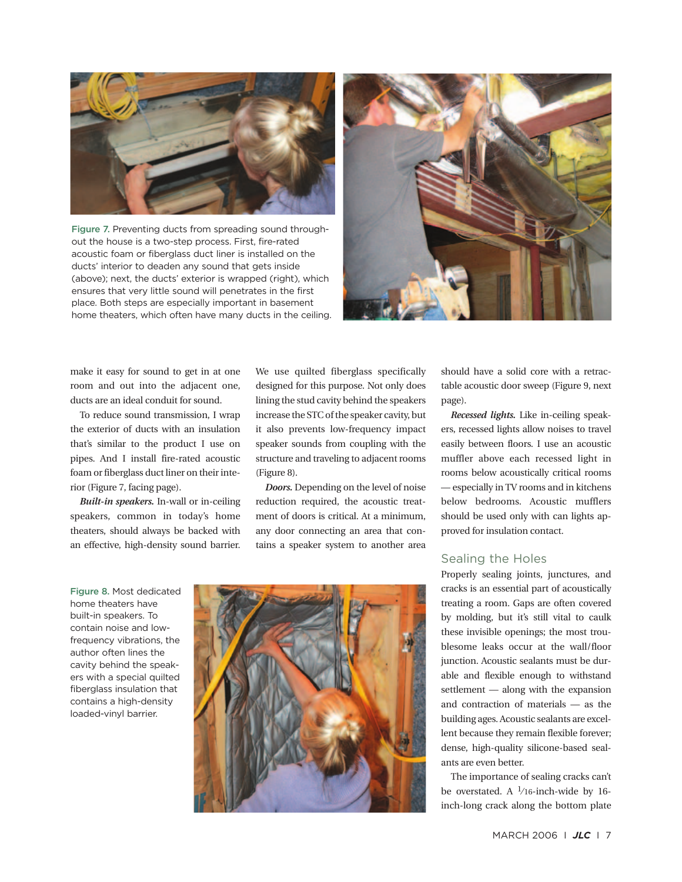Figure 7. Preventing ducts from spreading sound throughout the house is a two-step process. First, fire-rated acoustic foam or fiberglass duct liner is installed on the ducts' interior to deaden any sound that gets inside (above); next, the ducts' exterior is wrapped (right), which ensures that very little sound will penetrates in the first place. Both steps are especially important in basement home theaters, which often have many ducts in the ceiling.

make it easy for sound to get in at one room and out into the adjacent one, ducts are an ideal conduit for sound.

To reduce sound transmission, I wrap the exterior of ducts with an insulation that's similar to the product I use on pipes. And I install fire-rated acoustic foam or fiberglass duct liner on their interior (Figure 7, facing page).

***Built-in speakers.*** In-wall or in-ceiling speakers, common in today's home theaters, should always be backed with an effective, high-density sound barrier. We use quilted fiberglass specifically designed for this purpose. Not only does lining the stud cavity behind the speakers increase the STC of the speaker cavity, but it also prevents low-frequency impact speaker sounds from coupling with the structure and traveling to adjacent rooms (Figure 8).

***Doors.*** Depending on the level of noise reduction required, the acoustic treatment of doors is critical. At a minimum, any door connecting an area that contains a speaker system to another area should have a solid core with a retractable acoustic door sweep (Figure 9, next page).

***Recessed lights.*** Like in-ceiling speakers, recessed lights allow noises to travel easily between floors. I use an acoustic muffler above each recessed light in rooms below acoustically critical rooms — especially in TV rooms and in kitchens below bedrooms. Acoustic mufflers should be used only with can lights approved for insulation contact.

Figure 8. Most dedicated home theaters have built-in speakers. To contain noise and low-frequency vibrations, the author often lines the cavity behind the speakers with a special quilted fiberglass insulation that contains a high-density loaded-vinyl barrier.

## Sealing the Holes

Properly sealing joints, junctures, and cracks is an essential part of acoustically treating a room. Gaps are often covered by molding, but it's still vital to caulk these invisible openings; the most troublesome leaks occur at the wall/floor junction. Acoustic sealants must be durable and flexible enough to withstand settlement — along with the expansion and contraction of materials — as the building ages. Acoustic sealants are excellent because they remain flexible forever; dense, high-quality silicone-based sealants are even better.

The importance of sealing cracks can't be overstated. A 1/16-inch-wide by 16-inch-long crack along the bottom plate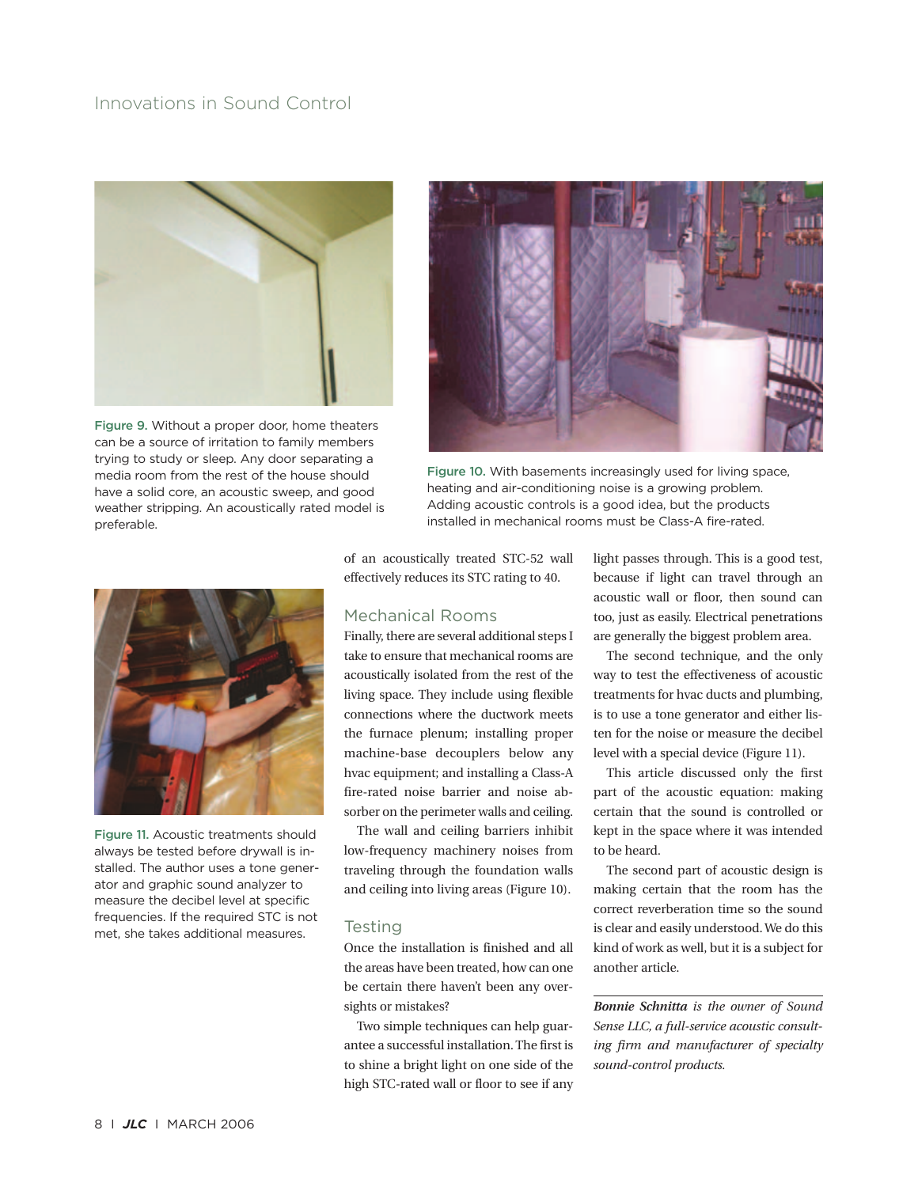Figure 9. Without a proper door, home theaters can be a source of irritation to family members trying to study or sleep. Any door separating a media room from the rest of the house should have a solid core, an acoustic sweep, and good weather stripping. An acoustically rated model is preferable.

Figure 10. With basements increasingly used for living space, heating and air-conditioning noise is a growing problem. Adding acoustic controls is a good idea, but the products installed in mechanical rooms must be Class-A fire-rated.

Figure 11. Acoustic treatments should always be tested before drywall is installed. The author uses a tone generator and graphic sound analyzer to measure the decibel level at specific frequencies. If the required STC is not met, she takes additional measures.

of an acoustically treated STC-52 wall effectively reduces its STC rating to 40.

## Mechanical Rooms

Finally, there are several additional steps I take to ensure that mechanical rooms are acoustically isolated from the rest of the living space. They include using flexible connections where the ductwork meets the furnace plenum; installing proper machine-base decouplers below any hvac equipment; and installing a Class-A fire-rated noise barrier and noise absorber on the perimeter walls and ceiling.

The wall and ceiling barriers inhibit low-frequency machinery noises from traveling through the foundation walls and ceiling into living areas (Figure 10).

## Testing

Once the installation is finished and all the areas have been treated, how can one be certain there haven't been any oversights or mistakes?

Two simple techniques can help guarantee a successful installation. The first is to shine a bright light on one side of the high STC-rated wall or floor to see if any light passes through. This is a good test, because if light can travel through an acoustic wall or floor, then sound can too, just as easily. Electrical penetrations are generally the biggest problem area.

The second technique, and the only way to test the effectiveness of acoustic treatments for hvac ducts and plumbing, is to use a tone generator and either listen for the noise or measure the decibel level with a special device (Figure 11).

This article discussed only the first part of the acoustic equation: making certain that the sound is controlled or kept in the space where it was intended to be heard.

The second part of acoustic design is making certain that the room has the correct reverberation time so the sound is clear and easily understood. We do this kind of work as well, but it is a subject for another article.

---

***Bonnie Schnitta** is the owner of Sound Sense LLC, a full-service acoustic consulting firm and manufacturer of specialty sound-control products.*